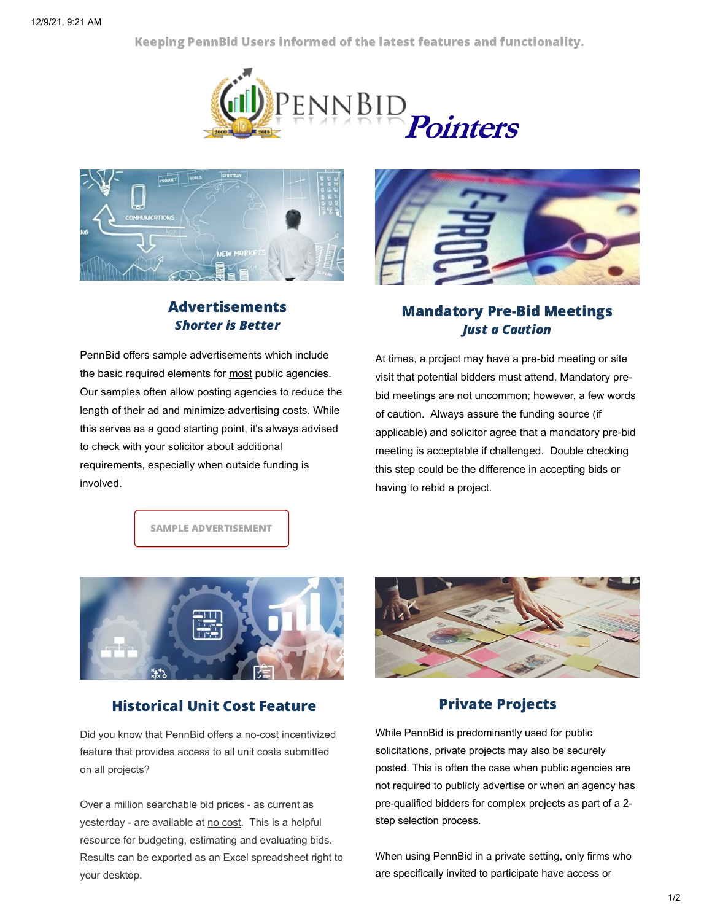Keeping PennBid Users informed of the latest features and functionality.

# PENNBID Pointers

## Advertisements
### *Shorter is Better*

PennBid offers sample advertisements which include the basic required elements for most public agencies. Our samples often allow posting agencies to reduce the length of their ad and minimize advertising costs. While this serves as a good starting point, it's always advised to check with your solicitor about additional requirements, especially when outside funding is involved.

SAMPLE ADVERTISEMENT

## Mandatory Pre-Bid Meetings
### *Just a Caution*

At times, a project may have a pre-bid meeting or site visit that potential bidders must attend. Mandatory pre-bid meetings are not uncommon; however, a few words of caution. Always assure the funding source (if applicable) and solicitor agree that a mandatory pre-bid meeting is acceptable if challenged. Double checking this step could be the difference in accepting bids or having to rebid a project.

## Historical Unit Cost Feature

Did you know that PennBid offers a no-cost incentivized feature that provides access to all unit costs submitted on all projects?

Over a million searchable bid prices - as current as yesterday - are available at no cost. This is a helpful resource for budgeting, estimating and evaluating bids. Results can be exported as an Excel spreadsheet right to your desktop.

## Private Projects

While PennBid is predominantly used for public solicitations, private projects may also be securely posted. This is often the case when public agencies are not required to publicly advertise or when an agency has pre-qualified bidders for complex projects as part of a 2-step selection process.

When using PennBid in a private setting, only firms who are specifically invited to participate have access or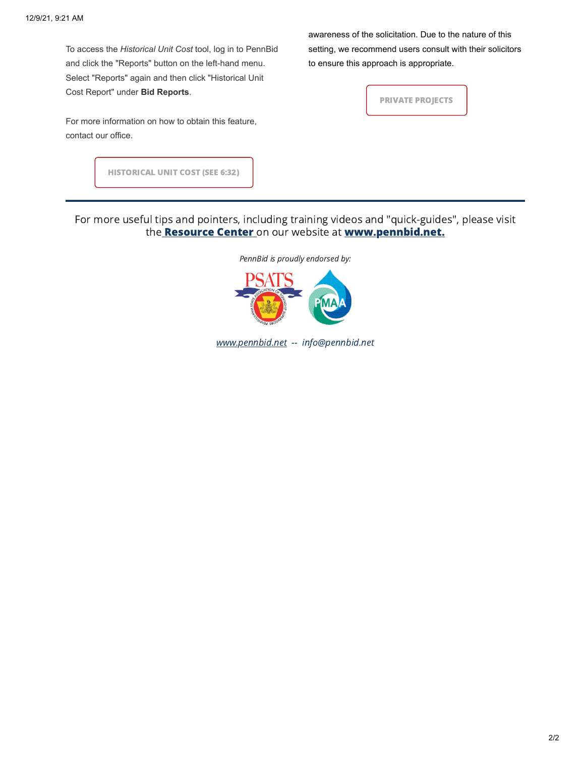To access the *Historical Unit Cost* tool, log in to PennBid and click the "Reports" button on the left-hand menu. Select "Reports" again and then click "Historical Unit Cost Report" under **Bid Reports**.

For more information on how to obtain this feature, contact our office.

HISTORICAL UNIT COST (SEE 6:32)

awareness of the solicitation. Due to the nature of this setting, we recommend users consult with their solicitors to ensure this approach is appropriate.

PRIVATE PROJECTS

---

For more useful tips and pointers, including training videos and "quick-guides", please visit the **Resource Center** on our website at **www.pennbid.net.**

*PennBid is proudly endorsed by:*

PSATS PMAA

*www.pennbid.net -- info@pennbid.net*